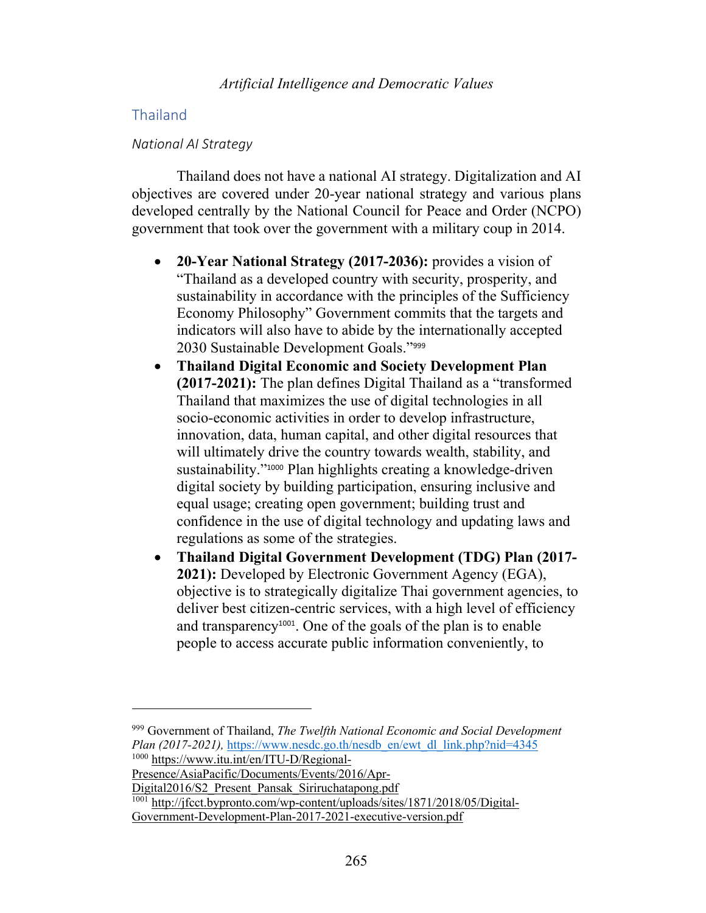## Thailand

### *National AI Strategy*

Thailand does not have a national AI strategy. Digitalization and AI objectives are covered under 20-year national strategy and various plans developed centrally by the National Council for Peace and Order (NCPO) government that took over the government with a military coup in 2014.

- **20-Year National Strategy (2017-2036):** provides a vision of "Thailand as a developed country with security, prosperity, and sustainability in accordance with the principles of the Sufficiency Economy Philosophy" Government commits that the targets and indicators will also have to abide by the internationally accepted 2030 Sustainable Development Goals."[999]
- **Thailand Digital Economic and Society Development Plan (2017-2021):** The plan defines Digital Thailand as a "transformed Thailand that maximizes the use of digital technologies in all socio-economic activities in order to develop infrastructure, innovation, data, human capital, and other digital resources that will ultimately drive the country towards wealth, stability, and sustainability."[1000] Plan highlights creating a knowledge-driven digital society by building participation, ensuring inclusive and equal usage; creating open government; building trust and confidence in the use of digital technology and updating laws and regulations as some of the strategies.
- **Thailand Digital Government Development (TDG) Plan (2017-2021):** Developed by Electronic Government Agency (EGA), objective is to strategically digitalize Thai government agencies, to deliver best citizen-centric services, with a high level of efficiency and transparency[1001]. One of the goals of the plan is to enable people to access accurate public information conveniently, to

---

[999] Government of Thailand, *The Twelfth National Economic and Social Development Plan (2017-2021),* https://www.nesdc.go.th/nesdb_en/ewt_dl_link.php?nid=4345

[1000] https://www.itu.int/en/ITU-D/Regional-Presence/AsiaPacific/Documents/Events/2016/Apr-Digital2016/S2_Present_Pansak_Siriruchatapong.pdf

[1001] http://jfcct.bypronto.com/wp-content/uploads/sites/1871/2018/05/Digital-Government-Development-Plan-2017-2021-executive-version.pdf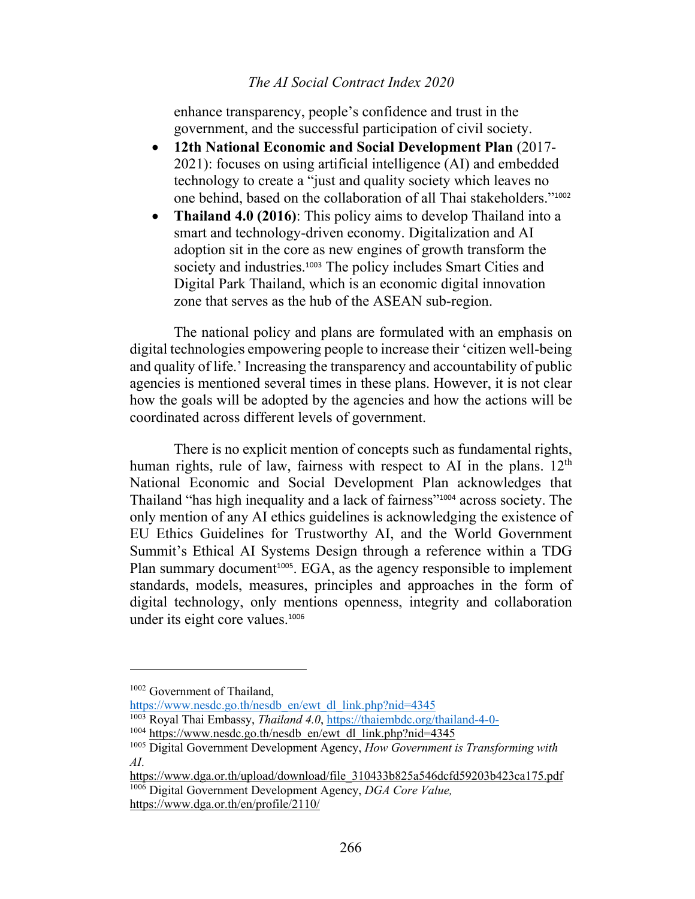enhance transparency, people's confidence and trust in the government, and the successful participation of civil society.

- **12th National Economic and Social Development Plan** (2017-2021): focuses on using artificial intelligence (AI) and embedded technology to create a "just and quality society which leaves no one behind, based on the collaboration of all Thai stakeholders."[1002]
- **Thailand 4.0 (2016)**: This policy aims to develop Thailand into a smart and technology-driven economy. Digitalization and AI adoption sit in the core as new engines of growth transform the society and industries.[1003] The policy includes Smart Cities and Digital Park Thailand, which is an economic digital innovation zone that serves as the hub of the ASEAN sub-region.

The national policy and plans are formulated with an emphasis on digital technologies empowering people to increase their 'citizen well-being and quality of life.' Increasing the transparency and accountability of public agencies is mentioned several times in these plans. However, it is not clear how the goals will be adopted by the agencies and how the actions will be coordinated across different levels of government.

There is no explicit mention of concepts such as fundamental rights, human rights, rule of law, fairness with respect to AI in the plans. 12th National Economic and Social Development Plan acknowledges that Thailand "has high inequality and a lack of fairness"[1004] across society. The only mention of any AI ethics guidelines is acknowledging the existence of EU Ethics Guidelines for Trustworthy AI, and the World Government Summit's Ethical AI Systems Design through a reference within a TDG Plan summary document[1005]. EGA, as the agency responsible to implement standards, models, measures, principles and approaches in the form of digital technology, only mentions openness, integrity and collaboration under its eight core values.[1006]

---

[1002] Government of Thailand, https://www.nesdc.go.th/nesdb_en/ewt_dl_link.php?nid=4345

[1003] Royal Thai Embassy, *Thailand 4.0*, https://thaiembdc.org/thailand-4-0-

[1004] https://www.nesdc.go.th/nesdb_en/ewt_dl_link.php?nid=4345

[1005] Digital Government Development Agency, *How Government is Transforming with AI*. https://www.dga.or.th/upload/download/file_310433b825a546dcfd59203b423ca175.pdf

[1006] Digital Government Development Agency, *DGA Core Value*, https://www.dga.or.th/en/profile/2110/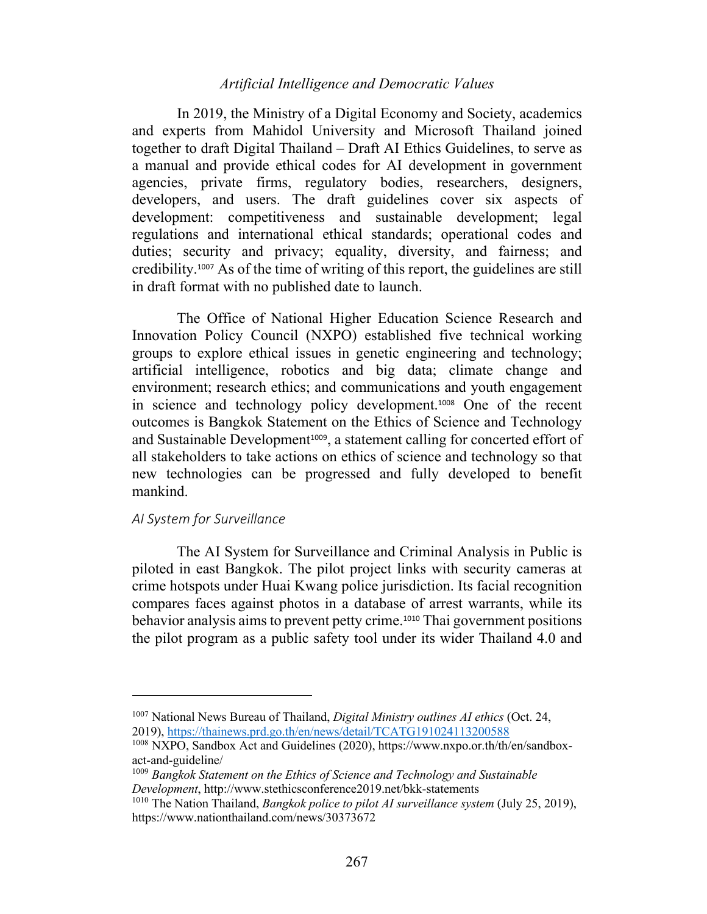In 2019, the Ministry of a Digital Economy and Society, academics and experts from Mahidol University and Microsoft Thailand joined together to draft Digital Thailand – Draft AI Ethics Guidelines, to serve as a manual and provide ethical codes for AI development in government agencies, private firms, regulatory bodies, researchers, designers, developers, and users. The draft guidelines cover six aspects of development: competitiveness and sustainable development; legal regulations and international ethical standards; operational codes and duties; security and privacy; equality, diversity, and fairness; and credibility.[1007] As of the time of writing of this report, the guidelines are still in draft format with no published date to launch.

The Office of National Higher Education Science Research and Innovation Policy Council (NXPO) established five technical working groups to explore ethical issues in genetic engineering and technology; artificial intelligence, robotics and big data; climate change and environment; research ethics; and communications and youth engagement in science and technology policy development.[1008] One of the recent outcomes is Bangkok Statement on the Ethics of Science and Technology and Sustainable Development[1009], a statement calling for concerted effort of all stakeholders to take actions on ethics of science and technology so that new technologies can be progressed and fully developed to benefit mankind.

*AI System for Surveillance*

The AI System for Surveillance and Criminal Analysis in Public is piloted in east Bangkok. The pilot project links with security cameras at crime hotspots under Huai Kwang police jurisdiction. Its facial recognition compares faces against photos in a database of arrest warrants, while its behavior analysis aims to prevent petty crime.[1010] Thai government positions the pilot program as a public safety tool under its wider Thailand 4.0 and

---

[1007] National News Bureau of Thailand, *Digital Ministry outlines AI ethics* (Oct. 24, 2019), https://thainews.prd.go.th/en/news/detail/TCATG191024113200588

[1008] NXPO, Sandbox Act and Guidelines (2020), https://www.nxpo.or.th/th/en/sandbox-act-and-guideline/

[1009] *Bangkok Statement on the Ethics of Science and Technology and Sustainable Development*, http://www.stethicsconference2019.net/bkk-statements

[1010] The Nation Thailand, *Bangkok police to pilot AI surveillance system* (July 25, 2019), https://www.nationthailand.com/news/30373672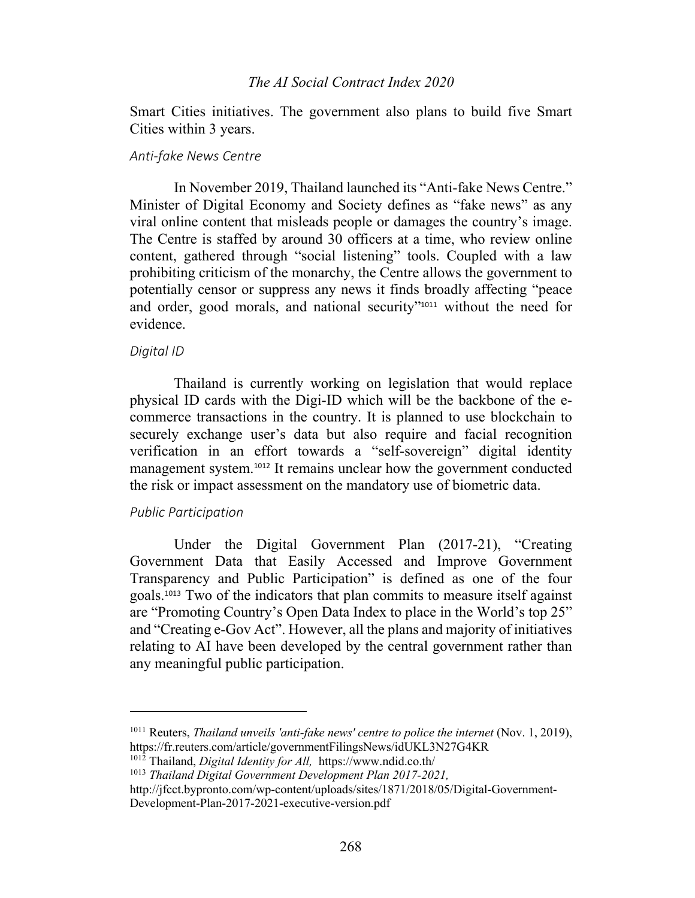Smart Cities initiatives. The government also plans to build five Smart Cities within 3 years.

### *Anti-fake News Centre*

In November 2019, Thailand launched its "Anti-fake News Centre." Minister of Digital Economy and Society defines as "fake news" as any viral online content that misleads people or damages the country's image. The Centre is staffed by around 30 officers at a time, who review online content, gathered through "social listening" tools. Coupled with a law prohibiting criticism of the monarchy, the Centre allows the government to potentially censor or suppress any news it finds broadly affecting "peace and order, good morals, and national security"[1011] without the need for evidence.

### *Digital ID*

Thailand is currently working on legislation that would replace physical ID cards with the Digi-ID which will be the backbone of the e-commerce transactions in the country. It is planned to use blockchain to securely exchange user's data but also require and facial recognition verification in an effort towards a "self-sovereign" digital identity management system.[1012] It remains unclear how the government conducted the risk or impact assessment on the mandatory use of biometric data.

### *Public Participation*

Under the Digital Government Plan (2017-21), "Creating Government Data that Easily Accessed and Improve Government Transparency and Public Participation" is defined as one of the four goals.[1013] Two of the indicators that plan commits to measure itself against are "Promoting Country's Open Data Index to place in the World's top 25" and "Creating e-Gov Act". However, all the plans and majority of initiatives relating to AI have been developed by the central government rather than any meaningful public participation.

---

[1011] Reuters, *Thailand unveils 'anti-fake news' centre to police the internet* (Nov. 1, 2019), https://fr.reuters.com/article/governmentFilingsNews/idUKL3N27G4KR

[1012] Thailand, *Digital Identity for All,* https://www.ndid.co.th/

[1013] *Thailand Digital Government Development Plan 2017-2021,* http://jfcct.bypronto.com/wp-content/uploads/sites/1871/2018/05/Digital-Government-Development-Plan-2017-2021-executive-version.pdf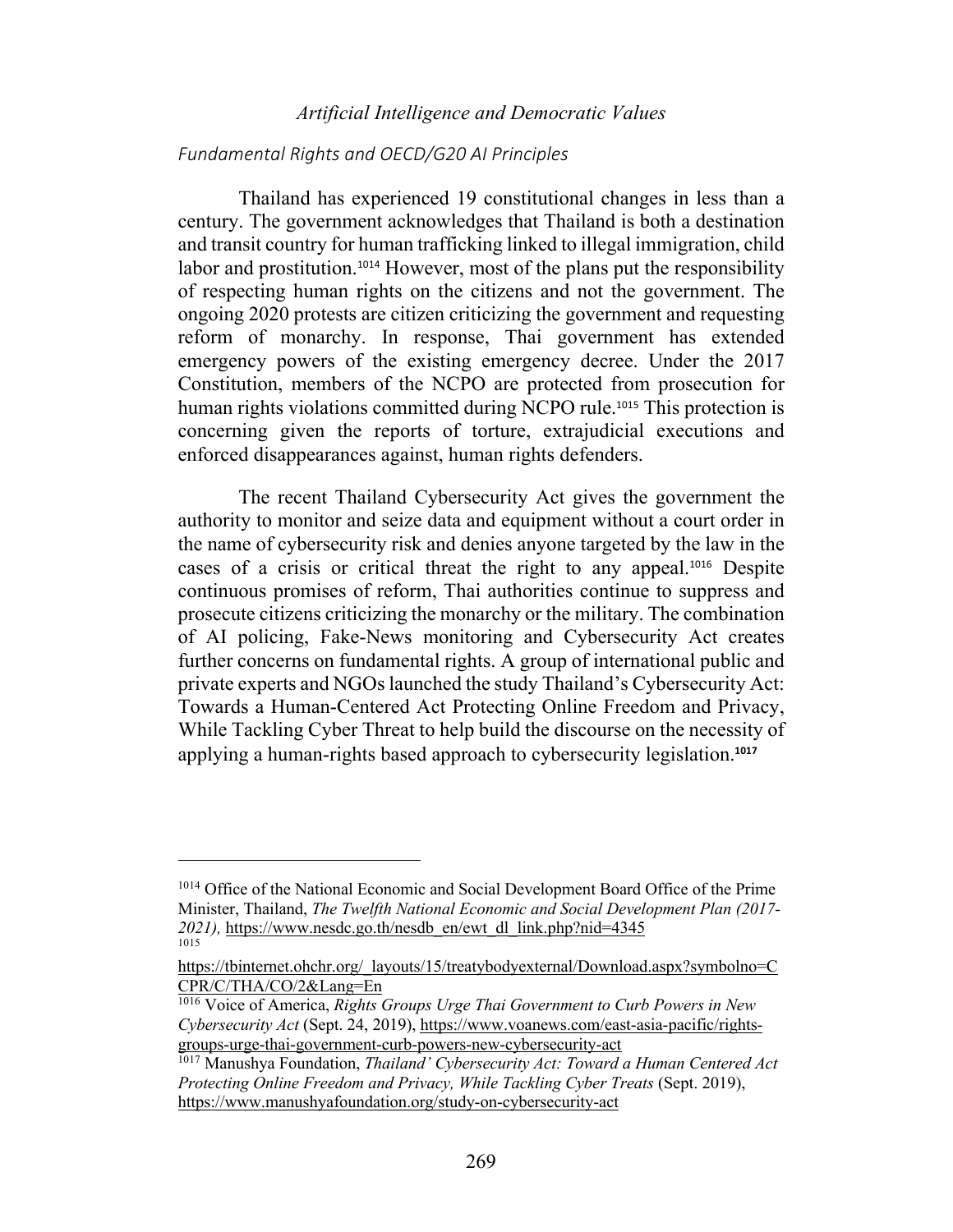### *Fundamental Rights and OECD/G20 AI Principles*

Thailand has experienced 19 constitutional changes in less than a century. The government acknowledges that Thailand is both a destination and transit country for human trafficking linked to illegal immigration, child labor and prostitution.[1014] However, most of the plans put the responsibility of respecting human rights on the citizens and not the government. The ongoing 2020 protests are citizen criticizing the government and requesting reform of monarchy. In response, Thai government has extended emergency powers of the existing emergency decree. Under the 2017 Constitution, members of the NCPO are protected from prosecution for human rights violations committed during NCPO rule.[1015] This protection is concerning given the reports of torture, extrajudicial executions and enforced disappearances against, human rights defenders.

The recent Thailand Cybersecurity Act gives the government the authority to monitor and seize data and equipment without a court order in the name of cybersecurity risk and denies anyone targeted by the law in the cases of a crisis or critical threat the right to any appeal.[1016] Despite continuous promises of reform, Thai authorities continue to suppress and prosecute citizens criticizing the monarchy or the military. The combination of AI policing, Fake-News monitoring and Cybersecurity Act creates further concerns on fundamental rights. A group of international public and private experts and NGOs launched the study Thailand's Cybersecurity Act: Towards a Human-Centered Act Protecting Online Freedom and Privacy, While Tackling Cyber Threat to help build the discourse on the necessity of applying a human-rights based approach to cybersecurity legislation.[1017]

---

[1014] Office of the National Economic and Social Development Board Office of the Prime Minister, Thailand, *The Twelfth National Economic and Social Development Plan (2017-2021),* https://www.nesdc.go.th/nesdb_en/ewt_dl_link.php?nid=4345

[1015] https://tbinternet.ohchr.org/_layouts/15/treatybodyexternal/Download.aspx?symbolno=CCPR/C/THA/CO/2&Lang=En

[1016] Voice of America, *Rights Groups Urge Thai Government to Curb Powers in New Cybersecurity Act* (Sept. 24, 2019), https://www.voanews.com/east-asia-pacific/rights-groups-urge-thai-government-curb-powers-new-cybersecurity-act

[1017] Manushya Foundation, *Thailand' Cybersecurity Act: Toward a Human Centered Act Protecting Online Freedom and Privacy, While Tackling Cyber Treats* (Sept. 2019), https://www.manushyafoundation.org/study-on-cybersecurity-act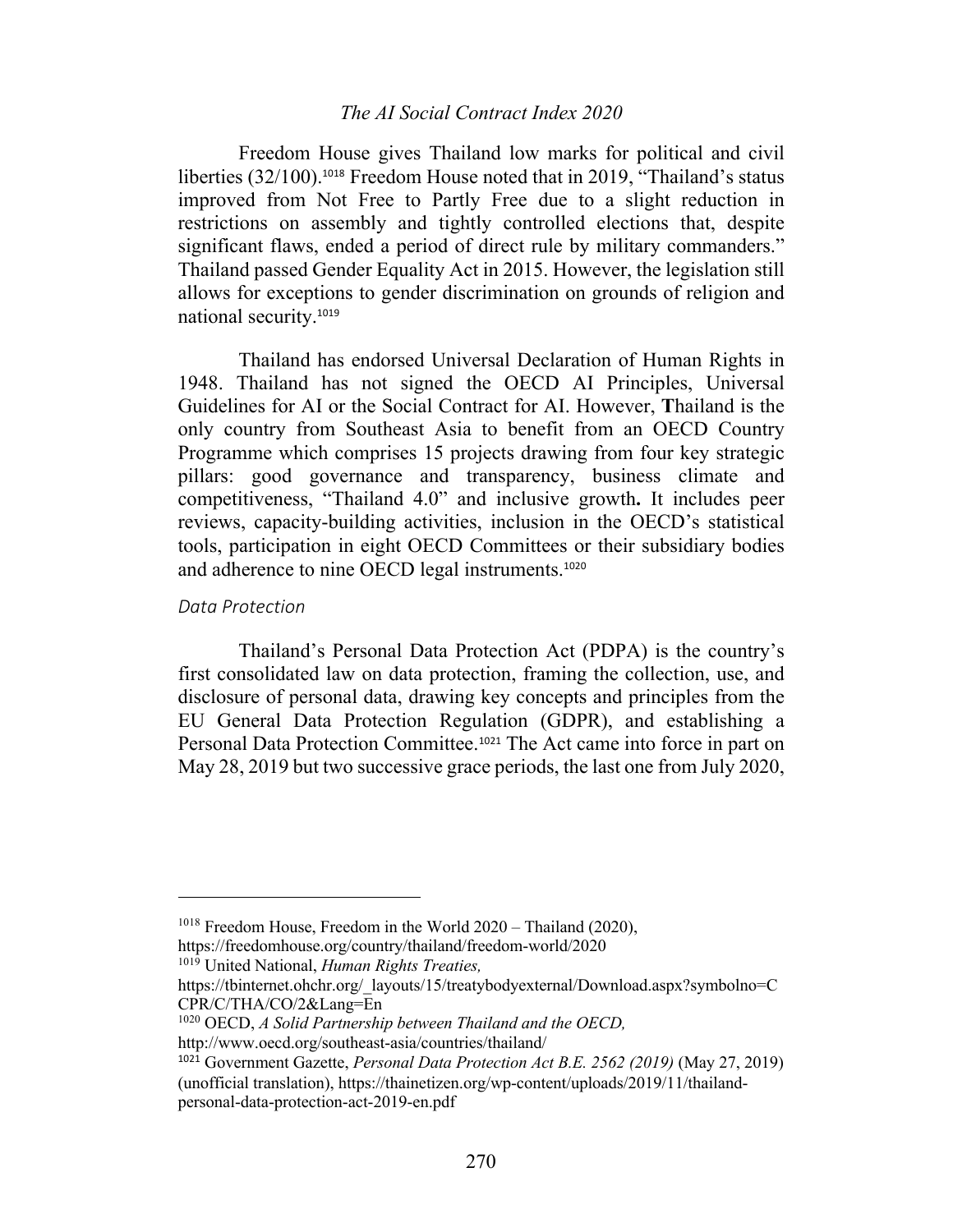Freedom House gives Thailand low marks for political and civil liberties (32/100).[1018] Freedom House noted that in 2019, "Thailand's status improved from Not Free to Partly Free due to a slight reduction in restrictions on assembly and tightly controlled elections that, despite significant flaws, ended a period of direct rule by military commanders." Thailand passed Gender Equality Act in 2015. However, the legislation still allows for exceptions to gender discrimination on grounds of religion and national security.[1019]

Thailand has endorsed Universal Declaration of Human Rights in 1948. Thailand has not signed the OECD AI Principles, Universal Guidelines for AI or the Social Contract for AI. However, **T**hailand is the only country from Southeast Asia to benefit from an OECD Country Programme which comprises 15 projects drawing from four key strategic pillars: good governance and transparency, business climate and competitiveness, "Thailand 4.0" and inclusive growth**.** It includes peer reviews, capacity-building activities, inclusion in the OECD's statistical tools, participation in eight OECD Committees or their subsidiary bodies and adherence to nine OECD legal instruments.[1020]

*Data Protection*

Thailand's Personal Data Protection Act (PDPA) is the country's first consolidated law on data protection, framing the collection, use, and disclosure of personal data, drawing key concepts and principles from the EU General Data Protection Regulation (GDPR), and establishing a Personal Data Protection Committee.[1021] The Act came into force in part on May 28, 2019 but two successive grace periods, the last one from July 2020,

---

[1018] Freedom House, Freedom in the World 2020 – Thailand (2020), https://freedomhouse.org/country/thailand/freedom-world/2020

[1019] United National, *Human Rights Treaties,* https://tbinternet.ohchr.org/_layouts/15/treatybodyexternal/Download.aspx?symbolno=CCPR/C/THA/CO/2&Lang=En

[1020] OECD, *A Solid Partnership between Thailand and the OECD,* http://www.oecd.org/southeast-asia/countries/thailand/

[1021] Government Gazette, *Personal Data Protection Act B.E. 2562 (2019)* (May 27, 2019) (unofficial translation), https://thainetizen.org/wp-content/uploads/2019/11/thailand-personal-data-protection-act-2019-en.pdf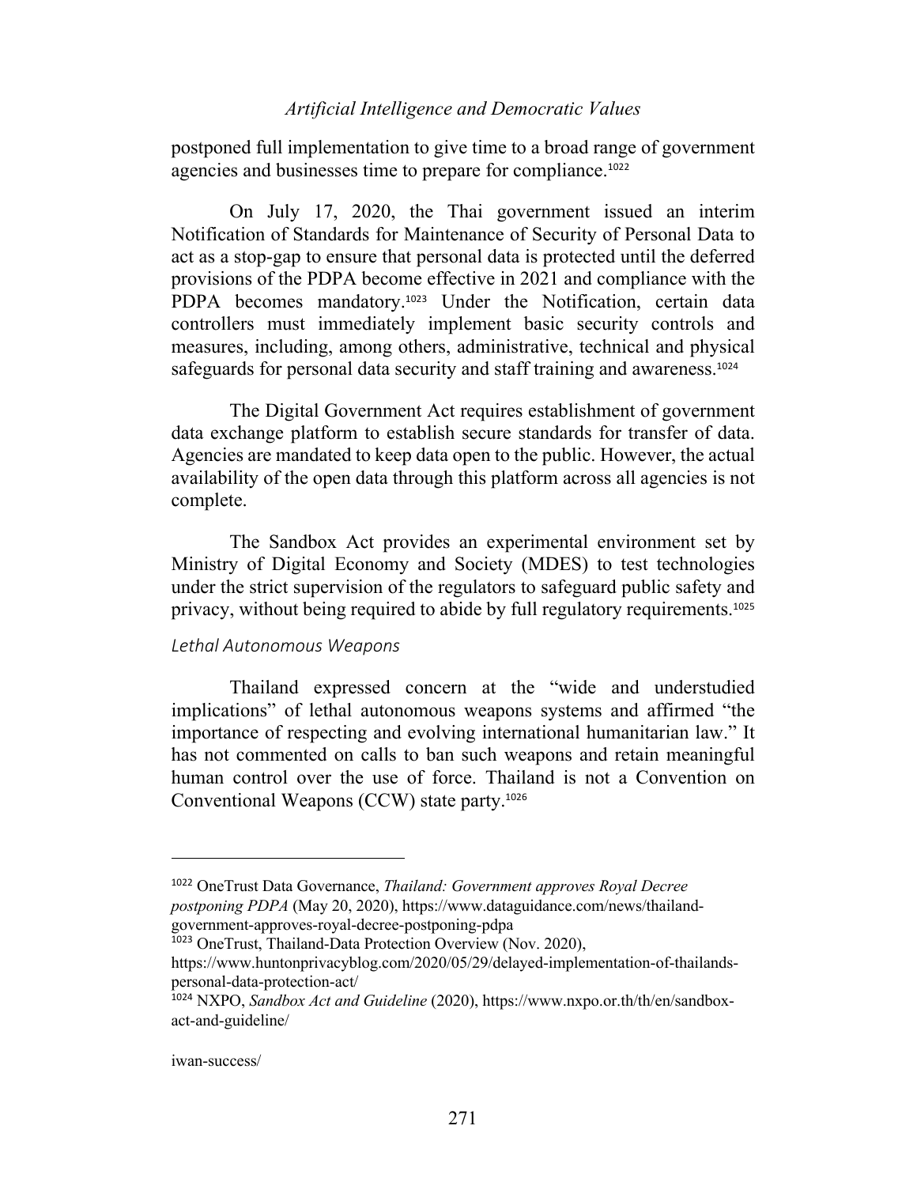postponed full implementation to give time to a broad range of government agencies and businesses time to prepare for compliance.[1022]

On July 17, 2020, the Thai government issued an interim Notification of Standards for Maintenance of Security of Personal Data to act as a stop-gap to ensure that personal data is protected until the deferred provisions of the PDPA become effective in 2021 and compliance with the PDPA becomes mandatory.[1023] Under the Notification, certain data controllers must immediately implement basic security controls and measures, including, among others, administrative, technical and physical safeguards for personal data security and staff training and awareness.[1024]

The Digital Government Act requires establishment of government data exchange platform to establish secure standards for transfer of data. Agencies are mandated to keep data open to the public. However, the actual availability of the open data through this platform across all agencies is not complete.

The Sandbox Act provides an experimental environment set by Ministry of Digital Economy and Society (MDES) to test technologies under the strict supervision of the regulators to safeguard public safety and privacy, without being required to abide by full regulatory requirements.[1025]

### *Lethal Autonomous Weapons*

Thailand expressed concern at the "wide and understudied implications" of lethal autonomous weapons systems and affirmed "the importance of respecting and evolving international humanitarian law." It has not commented on calls to ban such weapons and retain meaningful human control over the use of force. Thailand is not a Convention on Conventional Weapons (CCW) state party.[1026]

---

[1022] OneTrust Data Governance, *Thailand: Government approves Royal Decree postponing PDPA* (May 20, 2020), https://www.dataguidance.com/news/thailand-government-approves-royal-decree-postponing-pdpa

[1023] OneTrust, Thailand-Data Protection Overview (Nov. 2020), https://www.huntonprivacyblog.com/2020/05/29/delayed-implementation-of-thailands-personal-data-protection-act/

[1024] NXPO, *Sandbox Act and Guideline* (2020), https://www.nxpo.or.th/th/en/sandbox-act-and-guideline/

iwan-success/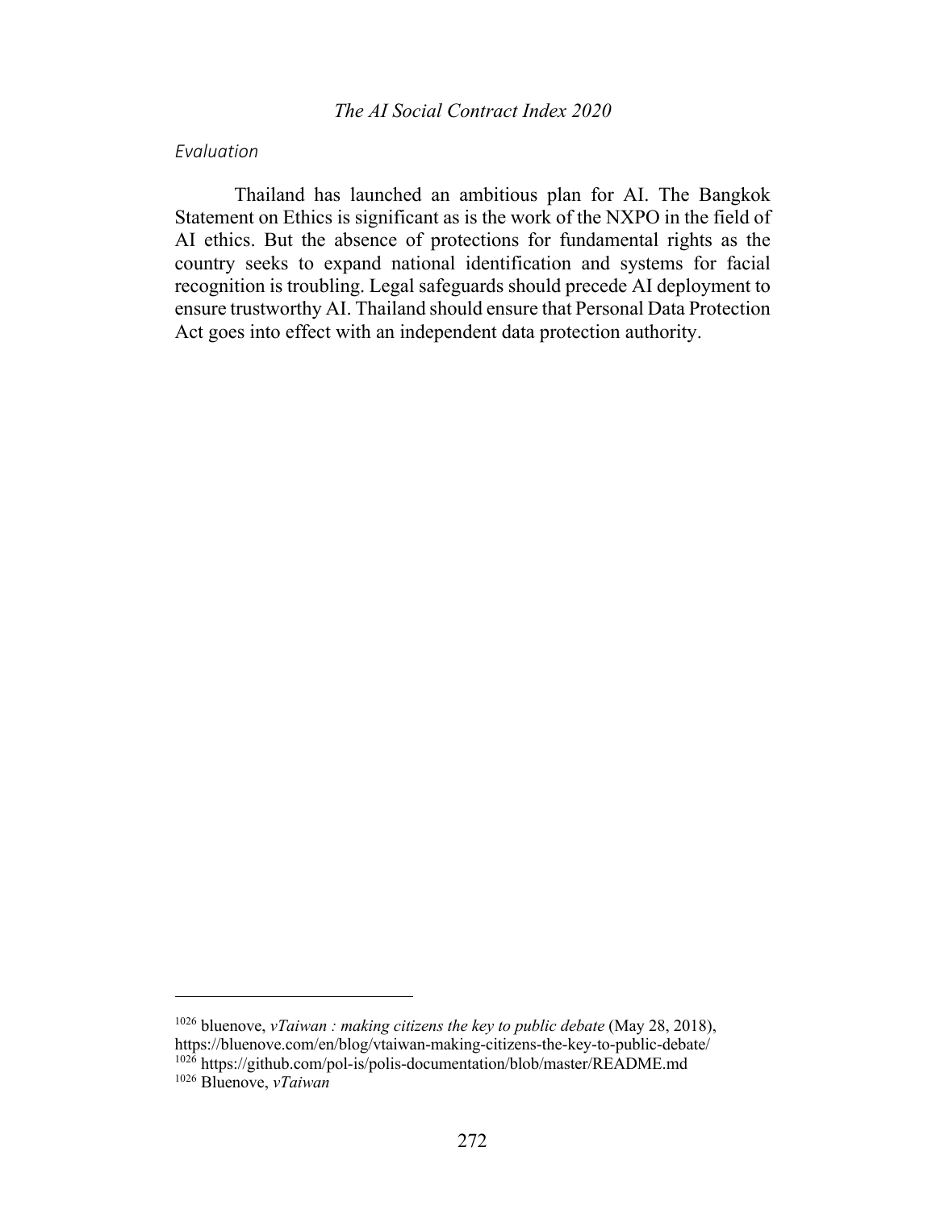*Evaluation*

Thailand has launched an ambitious plan for AI. The Bangkok Statement on Ethics is significant as is the work of the NXPO in the field of AI ethics. But the absence of protections for fundamental rights as the country seeks to expand national identification and systems for facial recognition is troubling. Legal safeguards should precede AI deployment to ensure trustworthy AI. Thailand should ensure that Personal Data Protection Act goes into effect with an independent data protection authority.

---

[1026] bluenove, *vTaiwan : making citizens the key to public debate* (May 28, 2018), https://bluenove.com/en/blog/vtaiwan-making-citizens-the-key-to-public-debate/

[1026] https://github.com/pol-is/polis-documentation/blob/master/README.md

[1026] Bluenove, *vTaiwan*